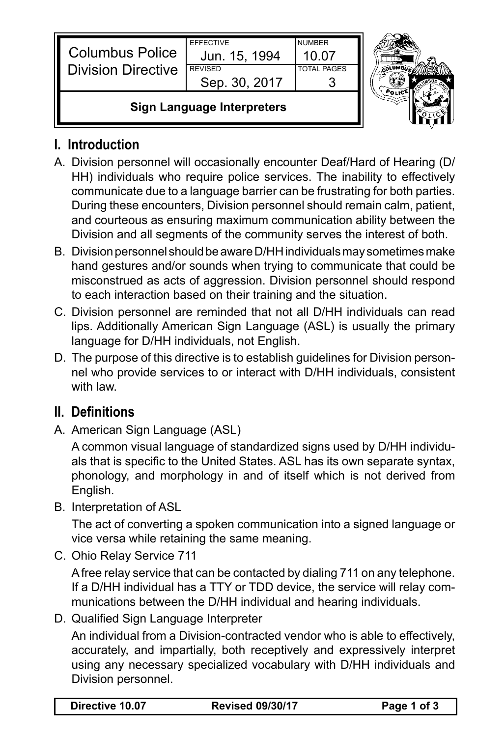| Columbus Police Division Directive | EFFECTIVE Jun. 15, 1994 | NUMBER 10.07 |
| --- | --- | --- |
| | REVISED Sep. 30, 2017 | TOTAL PAGES 3 |
| **Sign Language Interpreters** | | |

## I. Introduction

A. Division personnel will occasionally encounter Deaf/Hard of Hearing (D/HH) individuals who require police services. The inability to effectively communicate due to a language barrier can be frustrating for both parties. During these encounters, Division personnel should remain calm, patient, and courteous as ensuring maximum communication ability between the Division and all segments of the community serves the interest of both.

B. Division personnel should be aware D/HH individuals may sometimes make hand gestures and/or sounds when trying to communicate that could be misconstrued as acts of aggression. Division personnel should respond to each interaction based on their training and the situation.

C. Division personnel are reminded that not all D/HH individuals can read lips. Additionally American Sign Language (ASL) is usually the primary language for D/HH individuals, not English.

D. The purpose of this directive is to establish guidelines for Division personnel who provide services to or interact with D/HH individuals, consistent with law.

## II. Definitions

A. American Sign Language (ASL)

A common visual language of standardized signs used by D/HH individuals that is specific to the United States. ASL has its own separate syntax, phonology, and morphology in and of itself which is not derived from English.

B. Interpretation of ASL

The act of converting a spoken communication into a signed language or vice versa while retaining the same meaning.

C. Ohio Relay Service 711

A free relay service that can be contacted by dialing 711 on any telephone. If a D/HH individual has a TTY or TDD device, the service will relay communications between the D/HH individual and hearing individuals.

D. Qualified Sign Language Interpreter

An individual from a Division-contracted vendor who is able to effectively, accurately, and impartially, both receptively and expressively interpret using any necessary specialized vocabulary with D/HH individuals and Division personnel.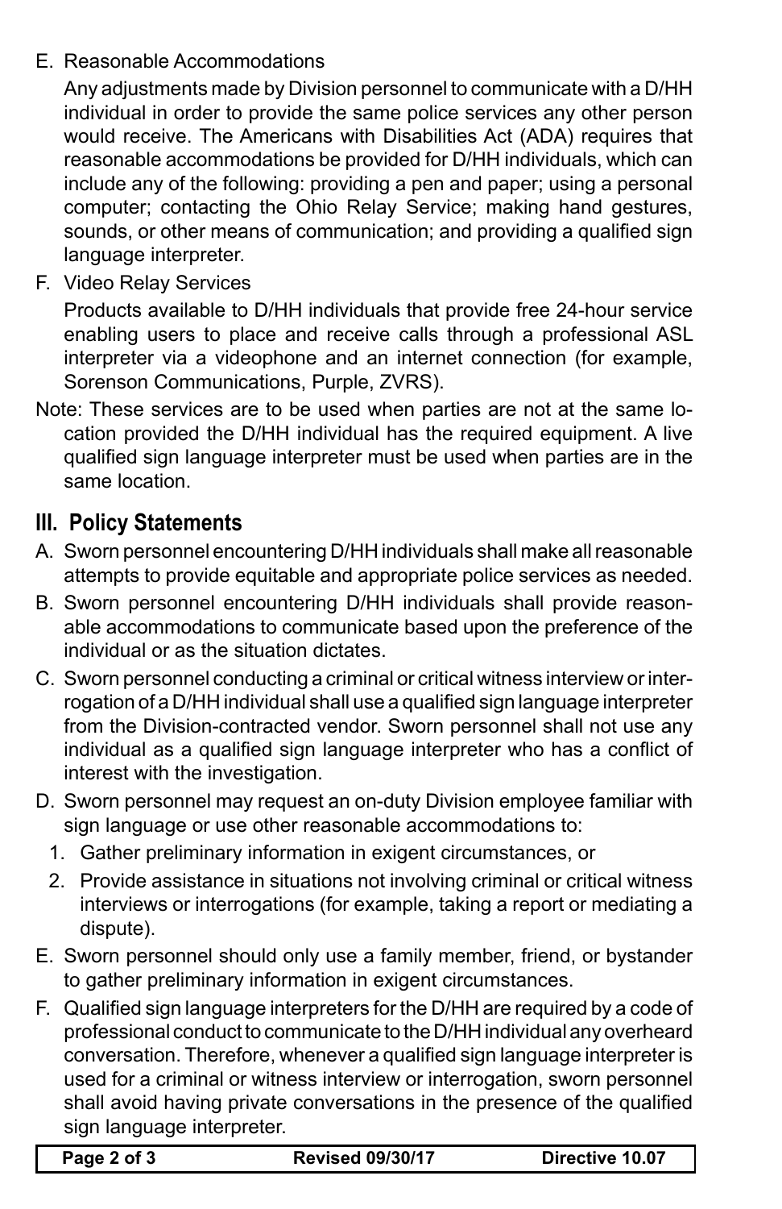E. Reasonable Accommodations

   Any adjustments made by Division personnel to communicate with a D/HH individual in order to provide the same police services any other person would receive. The Americans with Disabilities Act (ADA) requires that reasonable accommodations be provided for D/HH individuals, which can include any of the following: providing a pen and paper; using a personal computer; contacting the Ohio Relay Service; making hand gestures, sounds, or other means of communication; and providing a qualified sign language interpreter.

F. Video Relay Services

   Products available to D/HH individuals that provide free 24-hour service enabling users to place and receive calls through a professional ASL interpreter via a videophone and an internet connection (for example, Sorenson Communications, Purple, ZVRS).

Note: These services are to be used when parties are not at the same location provided the D/HH individual has the required equipment. A live qualified sign language interpreter must be used when parties are in the same location.

## III. Policy Statements

A. Sworn personnel encountering D/HH individuals shall make all reasonable attempts to provide equitable and appropriate police services as needed.

B. Sworn personnel encountering D/HH individuals shall provide reasonable accommodations to communicate based upon the preference of the individual or as the situation dictates.

C. Sworn personnel conducting a criminal or critical witness interview or interrogation of a D/HH individual shall use a qualified sign language interpreter from the Division-contracted vendor. Sworn personnel shall not use any individual as a qualified sign language interpreter who has a conflict of interest with the investigation.

D. Sworn personnel may request an on-duty Division employee familiar with sign language or use other reasonable accommodations to:
   1. Gather preliminary information in exigent circumstances, or
   2. Provide assistance in situations not involving criminal or critical witness interviews or interrogations (for example, taking a report or mediating a dispute).

E. Sworn personnel should only use a family member, friend, or bystander to gather preliminary information in exigent circumstances.

F. Qualified sign language interpreters for the D/HH are required by a code of professional conduct to communicate to the D/HH individual any overheard conversation. Therefore, whenever a qualified sign language interpreter is used for a criminal or witness interview or interrogation, sworn personnel shall avoid having private conversations in the presence of the qualified sign language interpreter.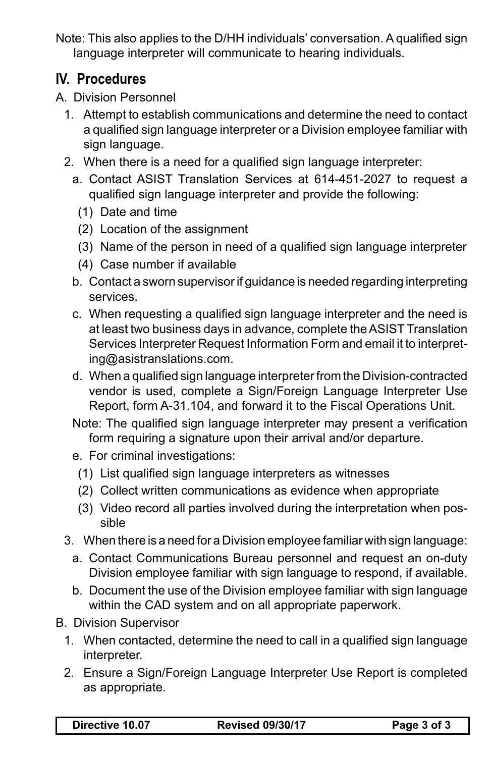Note: This also applies to the D/HH individuals' conversation. A qualified sign language interpreter will communicate to hearing individuals.

## IV. Procedures

A. Division Personnel

1. Attempt to establish communications and determine the need to contact a qualified sign language interpreter or a Division employee familiar with sign language.
2. When there is a need for a qualified sign language interpreter:
   a. Contact ASIST Translation Services at 614-451-2027 to request a qualified sign language interpreter and provide the following:
      (1) Date and time
      (2) Location of the assignment
      (3) Name of the person in need of a qualified sign language interpreter
      (4) Case number if available
   b. Contact a sworn supervisor if guidance is needed regarding interpreting services.
   c. When requesting a qualified sign language interpreter and the need is at least two business days in advance, complete the ASIST Translation Services Interpreter Request Information Form and email it to interpreting@asistranslations.com.
   d. When a qualified sign language interpreter from the Division-contracted vendor is used, complete a Sign/Foreign Language Interpreter Use Report, form A-31.104, and forward it to the Fiscal Operations Unit.

   Note: The qualified sign language interpreter may present a verification form requiring a signature upon their arrival and/or departure.

   e. For criminal investigations:
      (1) List qualified sign language interpreters as witnesses
      (2) Collect written communications as evidence when appropriate
      (3) Video record all parties involved during the interpretation when possible
3. When there is a need for a Division employee familiar with sign language:
   a. Contact Communications Bureau personnel and request an on-duty Division employee familiar with sign language to respond, if available.
   b. Document the use of the Division employee familiar with sign language within the CAD system and on all appropriate paperwork.

B. Division Supervisor

1. When contacted, determine the need to call in a qualified sign language interpreter.
2. Ensure a Sign/Foreign Language Interpreter Use Report is completed as appropriate.